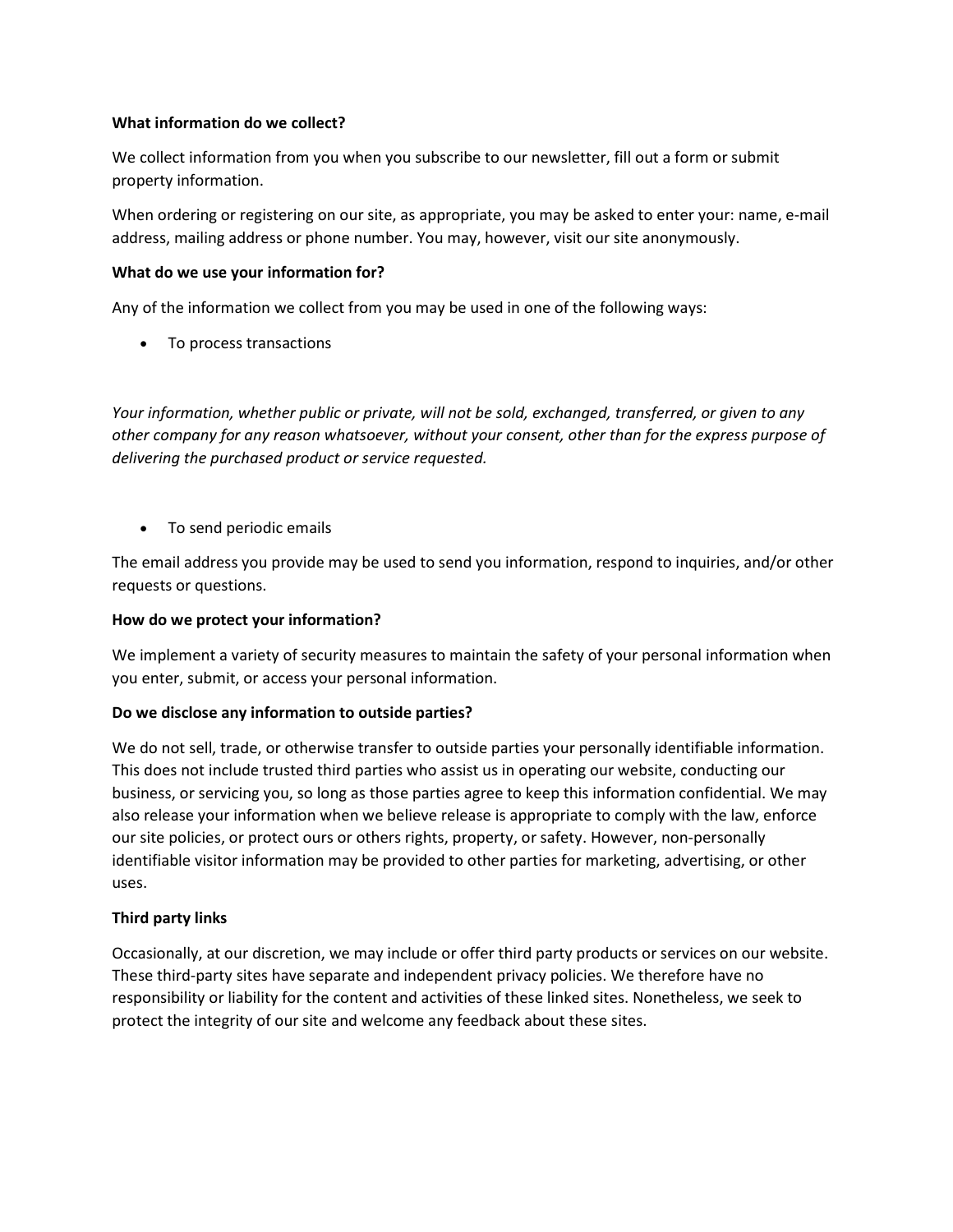**What information do we collect?**

We collect information from you when you subscribe to our newsletter, fill out a form or submit property information.

When ordering or registering on our site, as appropriate, you may be asked to enter your: name, e-mail address, mailing address or phone number. You may, however, visit our site anonymously.

**What do we use your information for?**

Any of the information we collect from you may be used in one of the following ways:

- To process transactions

*Your information, whether public or private, will not be sold, exchanged, transferred, or given to any other company for any reason whatsoever, without your consent, other than for the express purpose of delivering the purchased product or service requested.*

- To send periodic emails

The email address you provide may be used to send you information, respond to inquiries, and/or other requests or questions.

**How do we protect your information?**

We implement a variety of security measures to maintain the safety of your personal information when you enter, submit, or access your personal information.

**Do we disclose any information to outside parties?**

We do not sell, trade, or otherwise transfer to outside parties your personally identifiable information. This does not include trusted third parties who assist us in operating our website, conducting our business, or servicing you, so long as those parties agree to keep this information confidential. We may also release your information when we believe release is appropriate to comply with the law, enforce our site policies, or protect ours or others rights, property, or safety. However, non-personally identifiable visitor information may be provided to other parties for marketing, advertising, or other uses.

**Third party links**

Occasionally, at our discretion, we may include or offer third party products or services on our website. These third-party sites have separate and independent privacy policies. We therefore have no responsibility or liability for the content and activities of these linked sites. Nonetheless, we seek to protect the integrity of our site and welcome any feedback about these sites.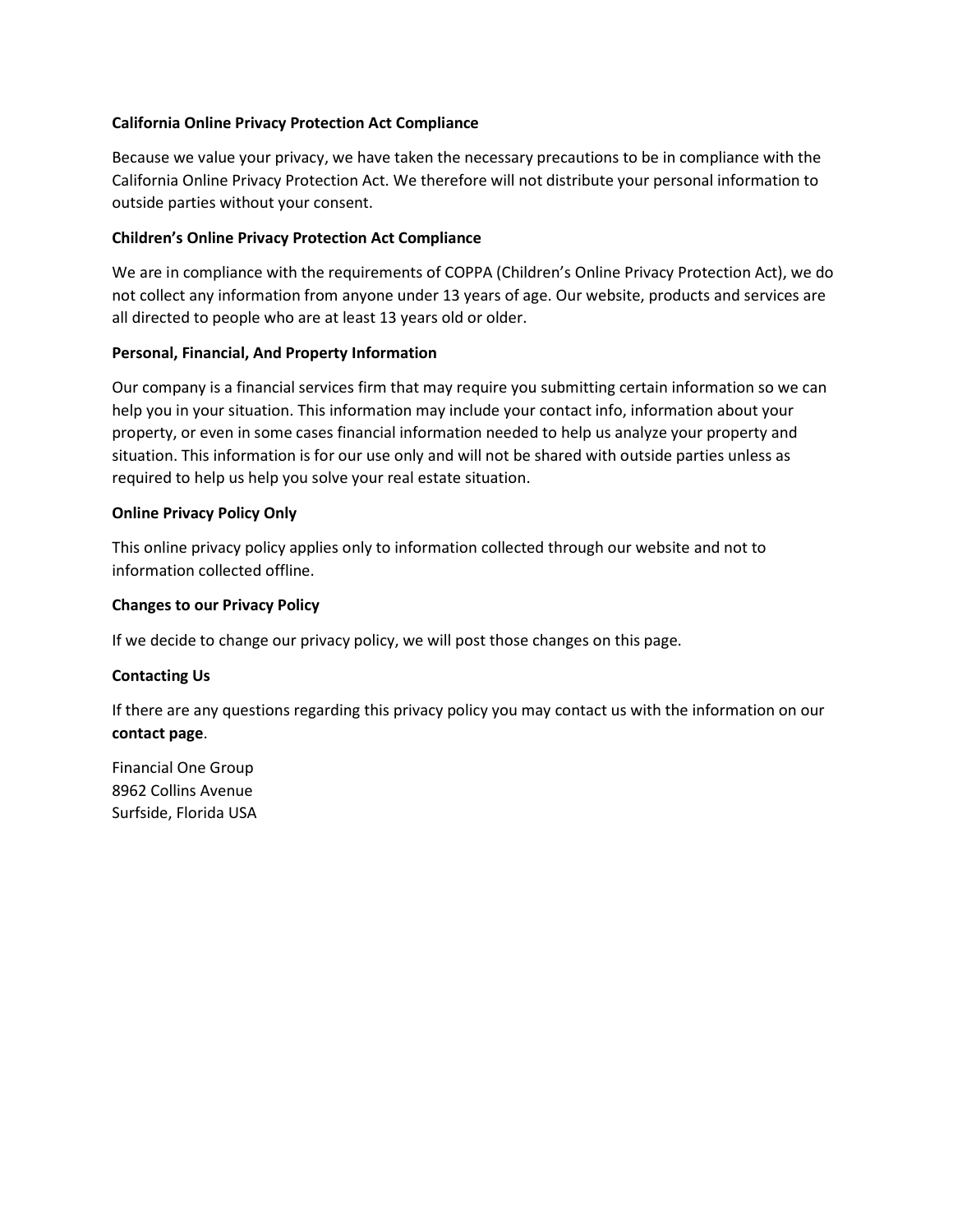**California Online Privacy Protection Act Compliance**

Because we value your privacy, we have taken the necessary precautions to be in compliance with the California Online Privacy Protection Act. We therefore will not distribute your personal information to outside parties without your consent.

**Children's Online Privacy Protection Act Compliance**

We are in compliance with the requirements of COPPA (Children's Online Privacy Protection Act), we do not collect any information from anyone under 13 years of age. Our website, products and services are all directed to people who are at least 13 years old or older.

**Personal, Financial, And Property Information**

Our company is a financial services firm that may require you submitting certain information so we can help you in your situation. This information may include your contact info, information about your property, or even in some cases financial information needed to help us analyze your property and situation. This information is for our use only and will not be shared with outside parties unless as required to help us help you solve your real estate situation.

**Online Privacy Policy Only**

This online privacy policy applies only to information collected through our website and not to information collected offline.

**Changes to our Privacy Policy**

If we decide to change our privacy policy, we will post those changes on this page.

**Contacting Us**

If there are any questions regarding this privacy policy you may contact us with the information on our **contact page**.

Financial One Group
8962 Collins Avenue
Surfside, Florida USA